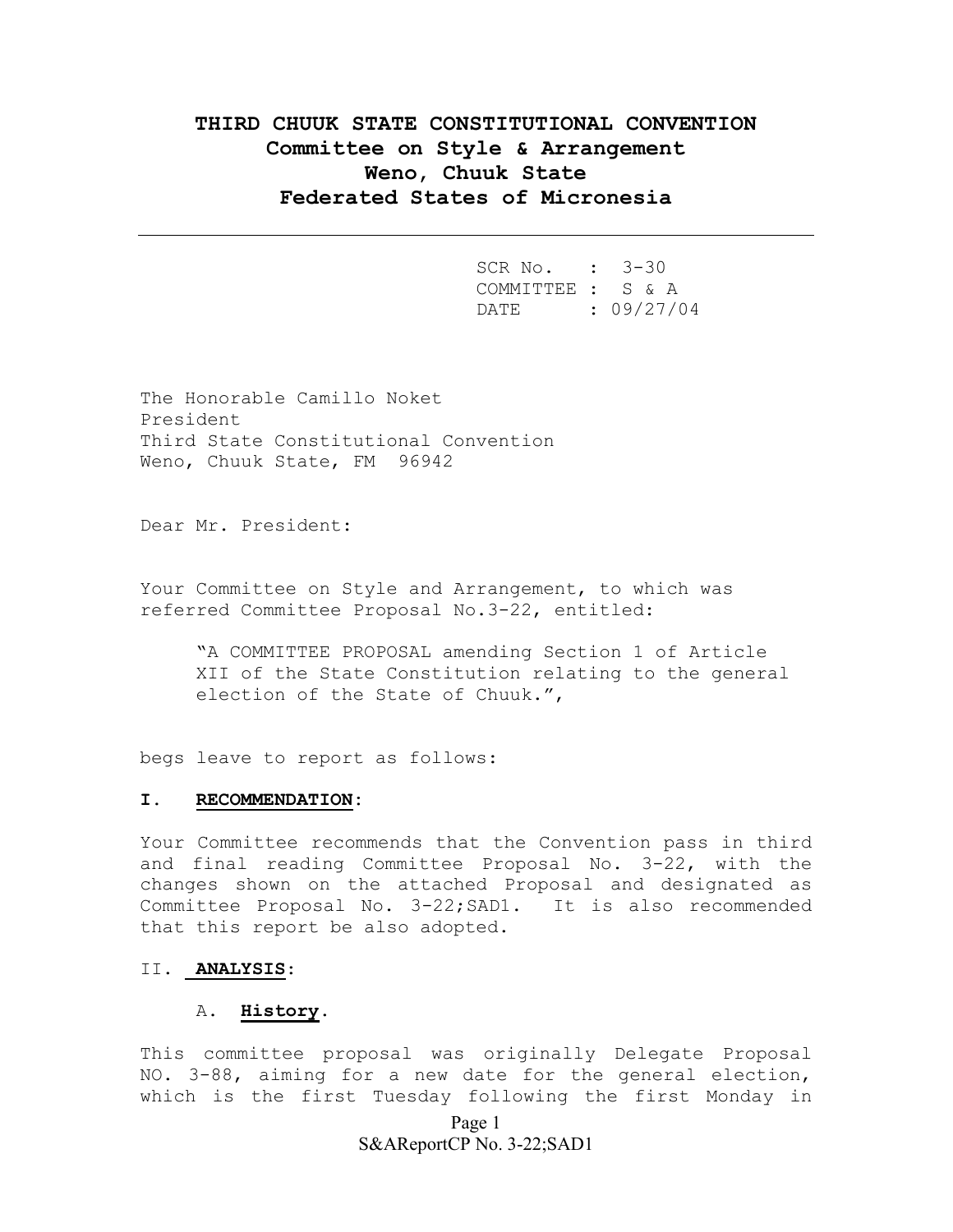# THIRD CHUUK STATE CONSTITUTIONAL CONVENTION
## Committee on Style & Arrangement
## Weno, Chuuk State
## Federated States of Micronesia

---

SCR No. : 3-30
COMMITTEE : S & A
DATE : 09/27/04

The Honorable Camillo Noket
President
Third State Constitutional Convention
Weno, Chuuk State, FM 96942

Dear Mr. President:

Your Committee on Style and Arrangement, to which was referred Committee Proposal No.3-22, entitled:

> "A COMMITTEE PROPOSAL amending Section 1 of Article XII of the State Constitution relating to the general election of the State of Chuuk.",

begs leave to report as follows:

**I. RECOMMENDATION:**

Your Committee recommends that the Convention pass in third and final reading Committee Proposal No. 3-22, with the changes shown on the attached Proposal and designated as Committee Proposal No. 3-22;SAD1. It is also recommended that this report be also adopted.

II. **ANALYSIS**:

A. **History**.

This committee proposal was originally Delegate Proposal NO. 3-88, aiming for a new date for the general election, which is the first Tuesday following the first Monday in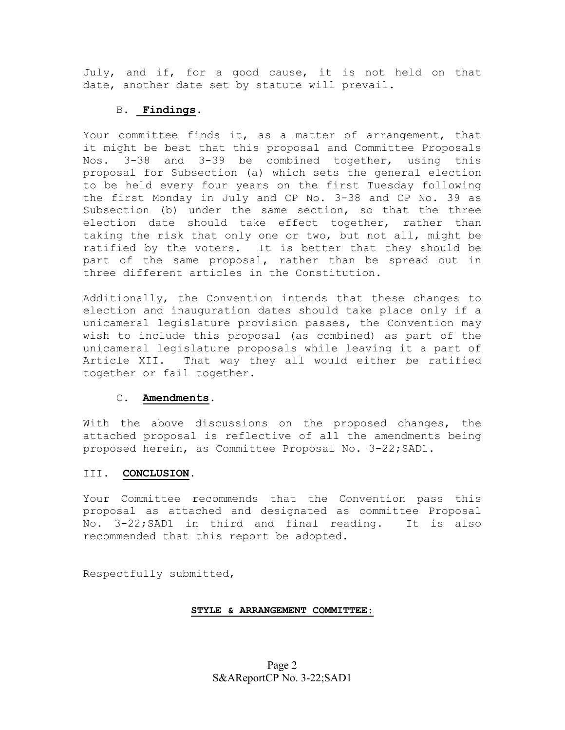July, and if, for a good cause, it is not held on that date, another date set by statute will prevail.

### B. **Findings**.

Your committee finds it, as a matter of arrangement, that it might be best that this proposal and Committee Proposals Nos. 3-38 and 3-39 be combined together, using this proposal for Subsection (a) which sets the general election to be held every four years on the first Tuesday following the first Monday in July and CP No. 3-38 and CP No. 39 as Subsection (b) under the same section, so that the three election date should take effect together, rather than taking the risk that only one or two, but not all, might be ratified by the voters. It is better that they should be part of the same proposal, rather than be spread out in three different articles in the Constitution.

Additionally, the Convention intends that these changes to election and inauguration dates should take place only if a unicameral legislature provision passes, the Convention may wish to include this proposal (as combined) as part of the unicameral legislature proposals while leaving it a part of Article XII. That way they all would either be ratified together or fail together.

### C. **Amendments**.

With the above discussions on the proposed changes, the attached proposal is reflective of all the amendments being proposed herein, as Committee Proposal No. 3-22;SAD1.

## III. **CONCLUSION**.

Your Committee recommends that the Convention pass this proposal as attached and designated as committee Proposal No. 3-22;SAD1 in third and final reading. It is also recommended that this report be adopted.

Respectfully submitted,

**STYLE & ARRANGEMENT COMMITTEE:**

S&AReportCP No. 3-22;SAD1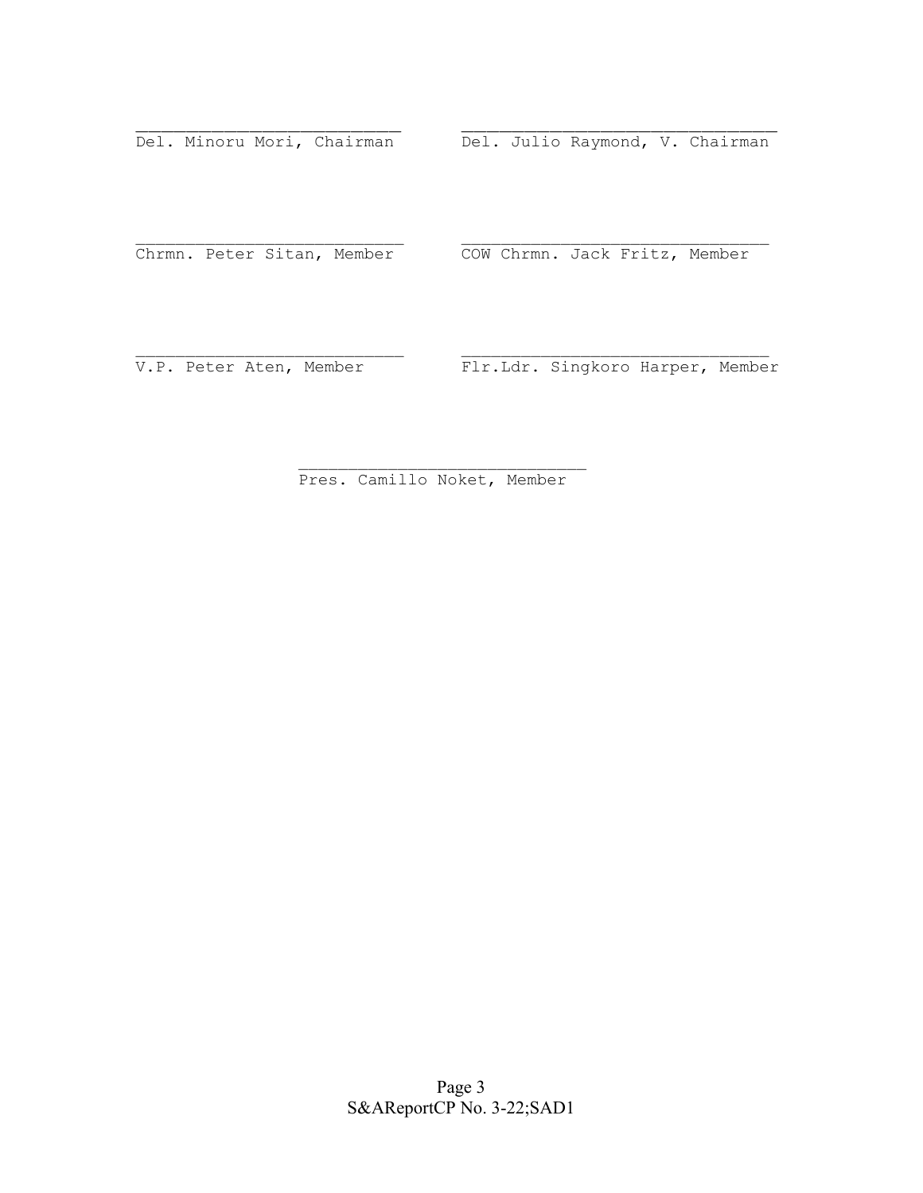\_\_\_\_\_\_\_\_\_\_\_\_\_\_\_\_\_\_\_\_\_\_\_\_\_\_
Del. Minoru Mori, Chairman

\_\_\_\_\_\_\_\_\_\_\_\_\_\_\_\_\_\_\_\_\_\_\_\_\_\_\_\_\_\_\_
Del. Julio Raymond, V. Chairman

\_\_\_\_\_\_\_\_\_\_\_\_\_\_\_\_\_\_\_\_\_\_\_\_\_\_\_
Chrmn. Peter Sitan, Member

\_\_\_\_\_\_\_\_\_\_\_\_\_\_\_\_\_\_\_\_\_\_\_\_\_\_\_\_\_\_\_
COW Chrmn. Jack Fritz, Member

\_\_\_\_\_\_\_\_\_\_\_\_\_\_\_\_\_\_\_\_\_\_\_\_\_\_\_
V.P. Peter Aten, Member

\_\_\_\_\_\_\_\_\_\_\_\_\_\_\_\_\_\_\_\_\_\_\_\_\_\_\_\_\_\_\_
Flr.Ldr. Singkoro Harper, Member

\_\_\_\_\_\_\_\_\_\_\_\_\_\_\_\_\_\_\_\_\_\_\_\_\_\_\_\_\_
Pres. Camillo Noket, Member

S&AReportCP No. 3-22;SAD1